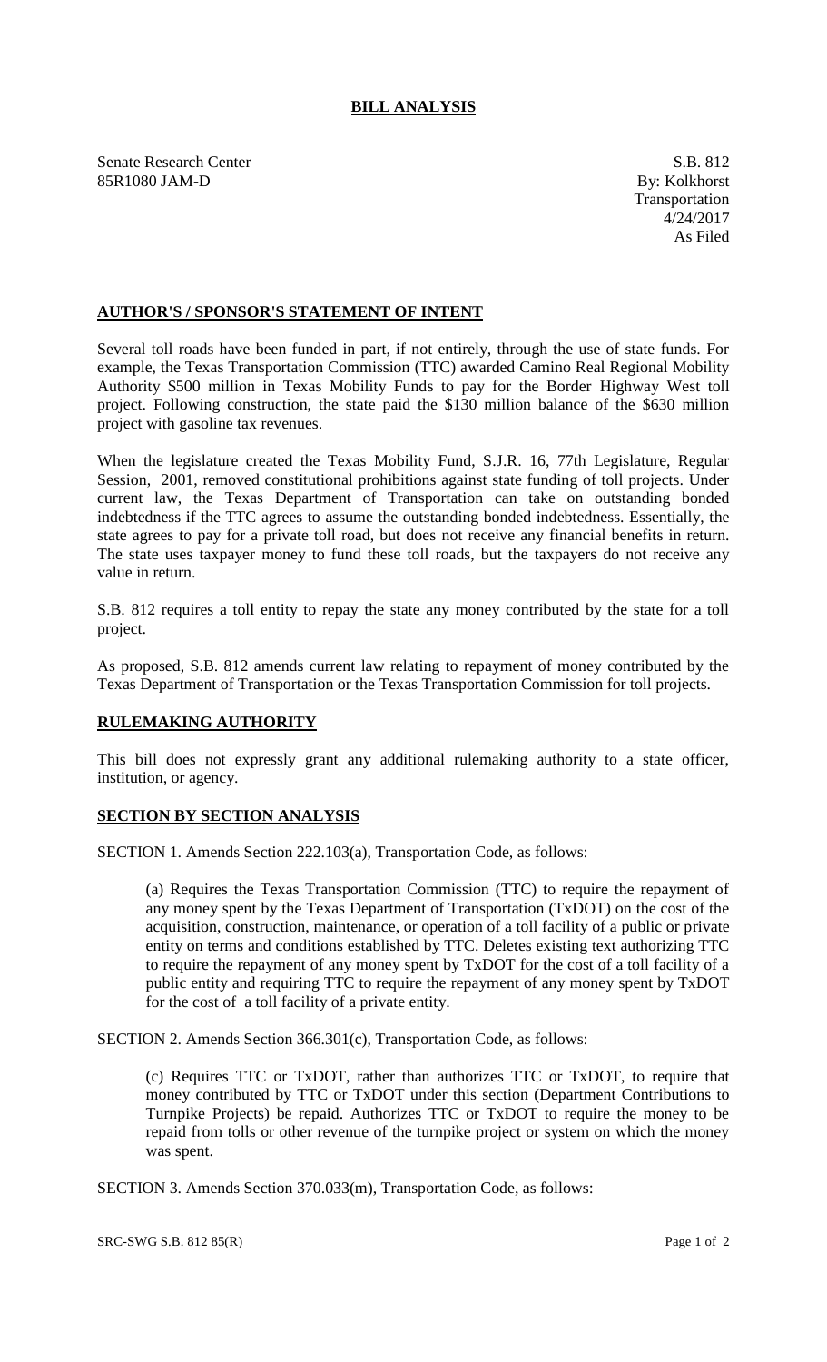# BILL ANALYSIS

Senate Research Center
85R1080 JAM-D

S.B. 812
By: Kolkhorst
Transportation
4/24/2017
As Filed

## AUTHOR'S / SPONSOR'S STATEMENT OF INTENT

Several toll roads have been funded in part, if not entirely, through the use of state funds. For example, the Texas Transportation Commission (TTC) awarded Camino Real Regional Mobility Authority $500 million in Texas Mobility Funds to pay for the Border Highway West toll project. Following construction, the state paid the $130 million balance of the $630 million project with gasoline tax revenues.

When the legislature created the Texas Mobility Fund, S.J.R. 16, 77th Legislature, Regular Session, 2001, removed constitutional prohibitions against state funding of toll projects. Under current law, the Texas Department of Transportation can take on outstanding bonded indebtedness if the TTC agrees to assume the outstanding bonded indebtedness. Essentially, the state agrees to pay for a private toll road, but does not receive any financial benefits in return. The state uses taxpayer money to fund these toll roads, but the taxpayers do not receive any value in return.

S.B. 812 requires a toll entity to repay the state any money contributed by the state for a toll project.

As proposed, S.B. 812 amends current law relating to repayment of money contributed by the Texas Department of Transportation or the Texas Transportation Commission for toll projects.

## RULEMAKING AUTHORITY

This bill does not expressly grant any additional rulemaking authority to a state officer, institution, or agency.

## SECTION BY SECTION ANALYSIS

SECTION 1. Amends Section 222.103(a), Transportation Code, as follows:

(a) Requires the Texas Transportation Commission (TTC) to require the repayment of any money spent by the Texas Department of Transportation (TxDOT) on the cost of the acquisition, construction, maintenance, or operation of a toll facility of a public or private entity on terms and conditions established by TTC. Deletes existing text authorizing TTC to require the repayment of any money spent by TxDOT for the cost of a toll facility of a public entity and requiring TTC to require the repayment of any money spent by TxDOT for the cost of a toll facility of a private entity.

SECTION 2. Amends Section 366.301(c), Transportation Code, as follows:

(c) Requires TTC or TxDOT, rather than authorizes TTC or TxDOT, to require that money contributed by TTC or TxDOT under this section (Department Contributions to Turnpike Projects) be repaid. Authorizes TTC or TxDOT to require the money to be repaid from tolls or other revenue of the turnpike project or system on which the money was spent.

SECTION 3. Amends Section 370.033(m), Transportation Code, as follows: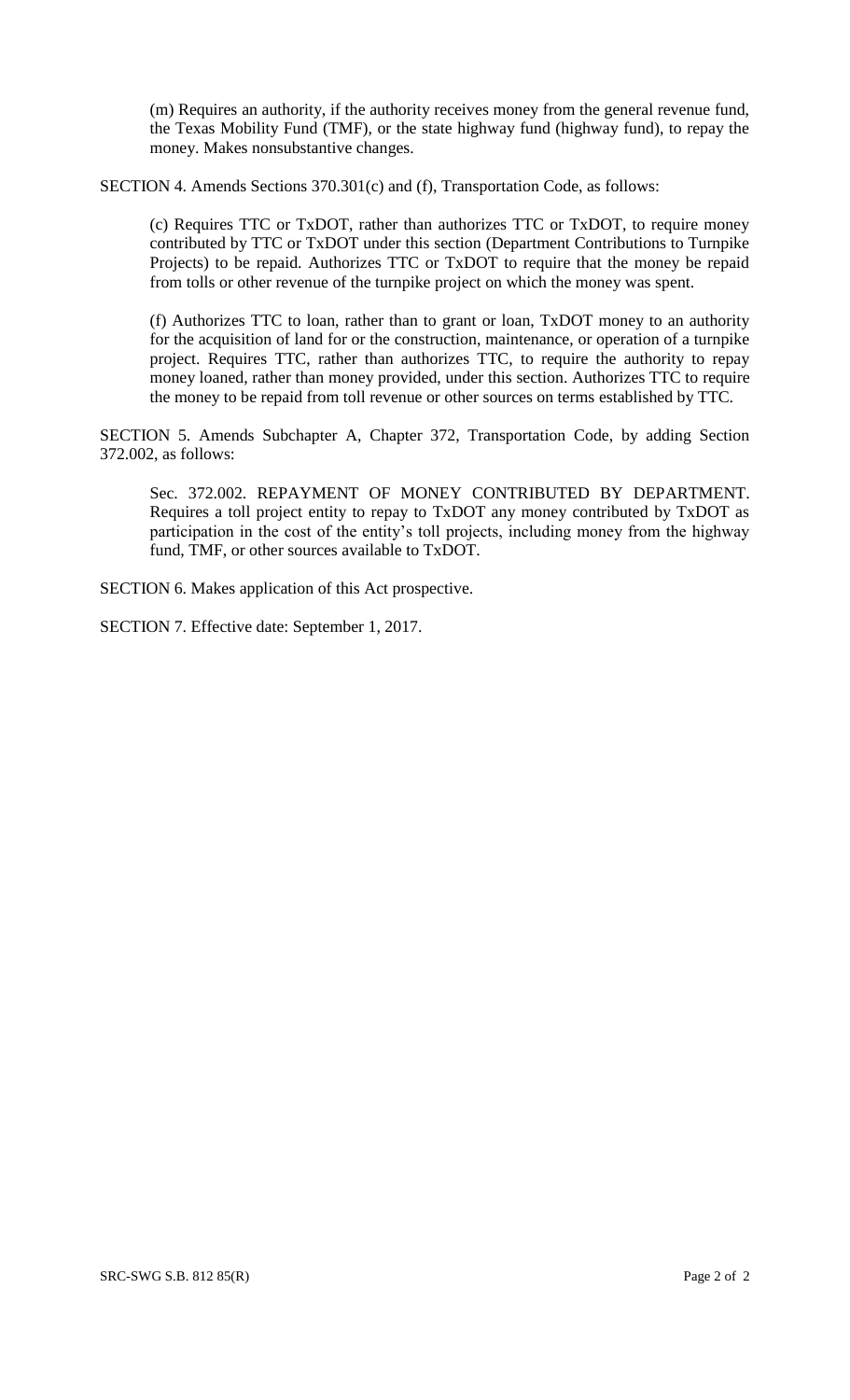(m) Requires an authority, if the authority receives money from the general revenue fund, the Texas Mobility Fund (TMF), or the state highway fund (highway fund), to repay the money. Makes nonsubstantive changes.

SECTION 4. Amends Sections 370.301(c) and (f), Transportation Code, as follows:

(c) Requires TTC or TxDOT, rather than authorizes TTC or TxDOT, to require money contributed by TTC or TxDOT under this section (Department Contributions to Turnpike Projects) to be repaid. Authorizes TTC or TxDOT to require that the money be repaid from tolls or other revenue of the turnpike project on which the money was spent.

(f) Authorizes TTC to loan, rather than to grant or loan, TxDOT money to an authority for the acquisition of land for or the construction, maintenance, or operation of a turnpike project. Requires TTC, rather than authorizes TTC, to require the authority to repay money loaned, rather than money provided, under this section. Authorizes TTC to require the money to be repaid from toll revenue or other sources on terms established by TTC.

SECTION 5. Amends Subchapter A, Chapter 372, Transportation Code, by adding Section 372.002, as follows:

Sec. 372.002. REPAYMENT OF MONEY CONTRIBUTED BY DEPARTMENT. Requires a toll project entity to repay to TxDOT any money contributed by TxDOT as participation in the cost of the entity's toll projects, including money from the highway fund, TMF, or other sources available to TxDOT.

SECTION 6. Makes application of this Act prospective.

SECTION 7. Effective date: September 1, 2017.